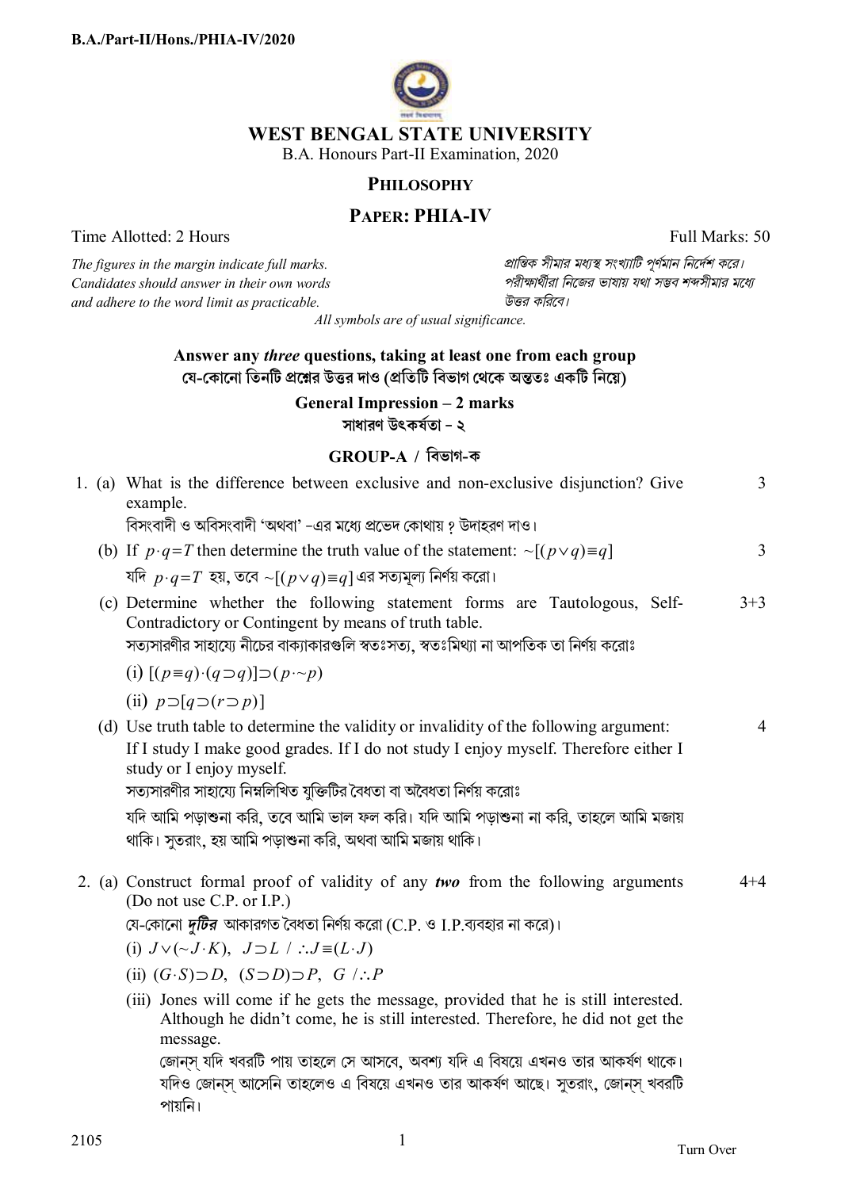# WEST BENGAL STATE UNIVERSITY

B.A. Honours Part-II Examination, 2020

## PHILOSOPHY

## PAPER: PHIA-IV

Time Allotted: 2 Hours | Full Marks: 50

*The figures in the margin indicate full marks.*
*Candidates should answer in their own words and adhere to the word limit as practicable.*

*প্রান্তিক সীমার মধ্যস্থ সংখ্যাটি পূর্ণমান নির্দেশ করে।*
*পরীক্ষার্থীরা নিজের ভাষায় যথা সম্ভব শব্দসীমার মধ্যে উত্তর করিবে।*

*All symbols are of usual significance.*

**Answer any *three* questions, taking at least one from each group**
**যে-কোনো তিনটি প্রশ্নের উত্তর দাও (প্রতিটি বিভাগ থেকে অন্তত একটি নিয়ে)**

**General Impression – 2 marks**
**সাধারণ উৎকর্ষতা – ২**

### GROUP-A / বিভাগ-ক

1. (a) What is the difference between exclusive and non-exclusive disjunction? Give example. — 3

   বিসংবাদী ও অবিসংবাদী 'অথবা' –এর মধ্যে প্রভেদ কোথায় ? উদাহরণ দাও।

   (b) If $p \cdot q = T$ then determine the truth value of the statement: $\sim[(p \vee q) \equiv q]$ — 3

   যদি $p \cdot q = T$ হয়, তবে $\sim[(p \vee q) \equiv q]$ এর সত্যমূল্য নির্ণয় করো।

   (c) Determine whether the following statement forms are Tautologous, Self-Contradictory or Contingent by means of truth table. — 3+3

   সত্যসারণীর সাহায্যে নীচের বাক্যাকারগুলি স্বতঃসত্য, স্বতঃমিথ্যা না আপতিক তা নির্ণয় করোঃ

   (i) $[(p \equiv q) \cdot (q \supset q)] \supset (p \cdot \sim p)$

   (ii) $p \supset [q \supset (r \supset p)]$

   (d) Use truth table to determine the validity or invalidity of the following argument: — 4

   If I study I make good grades. If I do not study I enjoy myself. Therefore either I study or I enjoy myself.

   সত্যসারণীর সাহায্যে নিম্নলিখিত যুক্তিটির বৈধতা বা অবৈধতা নির্ণয় করোঃ

   যদি আমি পড়াশুনা করি, তবে আমি ভাল ফল করি। যদি আমি পড়াশুনা না করি, তাহলে আমি মজায় থাকি। সুতরাং, হয় আমি পড়াশুনা করি, অথবা আমি মজায় থাকি।

2. (a) Construct formal proof of validity of any ***two*** from the following arguments (Do not use C.P. or I.P.) — 4+4

   যে-কোনো ***দুটির*** আকারগত বৈধতা নির্ণয় করো (C.P. ও I.P.ব্যবহার না করে)।

   (i) $J \vee (\sim J \cdot K),\ J \supset L\ /\ \therefore J \equiv (L \cdot J)$

   (ii) $(G \cdot S) \supset D,\ (S \supset D) \supset P,\ G\ /\ \therefore P$

   (iii) Jones will come if he gets the message, provided that he is still interested. Although he didn't come, he is still interested. Therefore, he did not get the message.

   জোন্স্ যদি খবরটি পায় তাহলে সে আসবে, অবশ্য যদি এ বিষয়ে এখনও তার আকর্ষণ থাকে। যদিও জোন্স্ আসেনি তাহলেও এ বিষয়ে এখনও তার আকর্ষণ আছে। সুতরাং, জোন্স্ খবরটি পায়নি।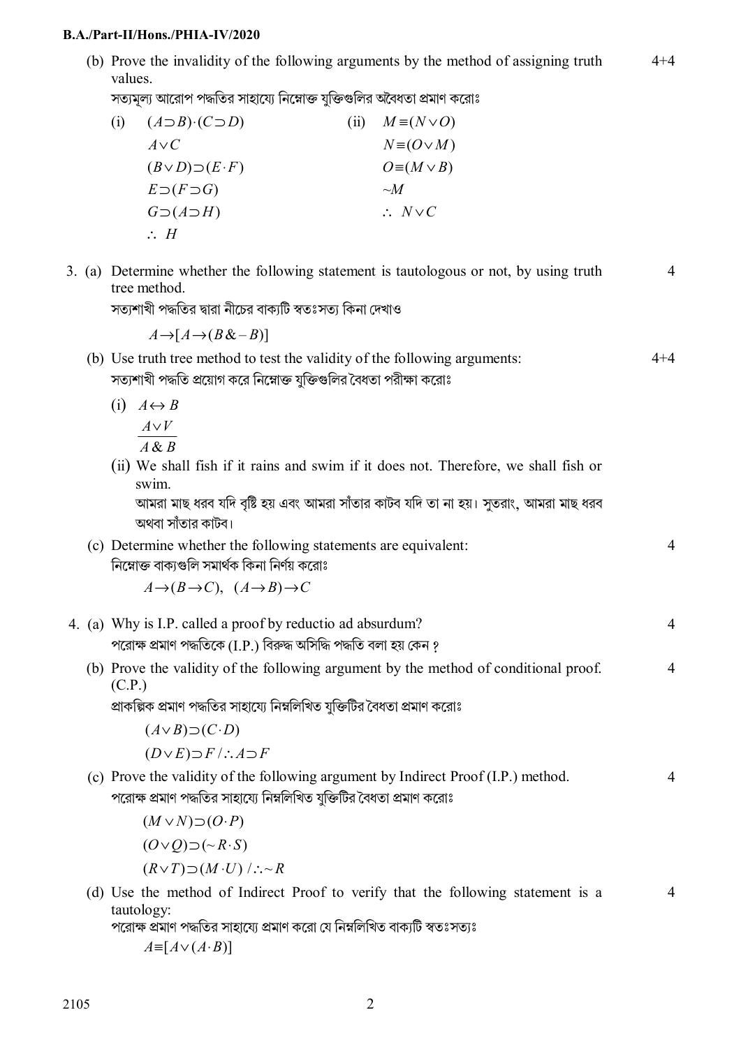(b) Prove the invalidity of the following arguments by the method of assigning truth values. 4+4

সত্যমূল্য আরোপ পদ্ধতির সাহায্যে নিম্নোক্ত যুক্তিগুলির অবৈধতা প্রমাণ করোঃ

(i)

$(A \supset B) \cdot (C \supset D)$

$A \vee C$

$(B \vee D) \supset (E \cdot F)$

$E \supset (F \supset G)$

$G \supset (A \supset H)$

$\therefore\ H$

(ii)

$M \equiv (N \vee O)$

$N \equiv (O \vee M)$

$O \equiv (M \vee B)$

$\sim M$

$\therefore\ N \vee C$

3. (a) Determine whether the following statement is tautologous or not, by using truth tree method. 4

সত্যশাখী পদ্ধতির দ্বারা নীচের বাক্যটি স্বতঃসত্য কিনা দেখাও

$A \rightarrow [A \rightarrow (B \,\&\, -B)]$

(b) Use truth tree method to test the validity of the following arguments: 4+4

সত্যশাখী পদ্ধতি প্রয়োগ করে নিম্নোক্ত যুক্তিগুলির বৈধতা পরীক্ষা করোঃ

(i)

$A \leftrightarrow B$

$A \vee V$

$\overline{A \,\&\, B}$

(ii) We shall fish if it rains and swim if it does not. Therefore, we shall fish or swim.

আমরা মাছ ধরব যদি বৃষ্টি হয় এবং আমরা সাঁতার কাটব যদি তা না হয়। সুতরাং, আমরা মাছ ধরব অথবা সাঁতার কাটব।

(c) Determine whether the following statements are equivalent: 4

নিম্নোক্ত বাক্যগুলি সমার্থক কিনা নির্ণয় করোঃ

$A \rightarrow (B \rightarrow C),\ \ (A \rightarrow B) \rightarrow C$

4. (a) Why is I.P. called a proof by reductio ad absurdum? 4

পরোক্ষ প্রমাণ পদ্ধতিকে (I.P.) বিরুদ্ধ অসিদ্ধি পদ্ধতি বলা হয় কেন ?

(b) Prove the validity of the following argument by the method of conditional proof. (C.P.) 4

প্রাকল্পিক প্রমাণ পদ্ধতির সাহায্যে নিম্নলিখিত যুক্তিটির বৈধতা প্রমাণ করোঃ

$(A \vee B) \supset (C \cdot D)$

$(D \vee E) \supset F \ / \therefore A \supset F$

(c) Prove the validity of the following argument by Indirect Proof (I.P.) method. 4

পরোক্ষ প্রমাণ পদ্ধতির সাহায্যে নিম্নলিখিত যুক্তিটির বৈধতা প্রমাণ করোঃ

$(M \vee N) \supset (O \cdot P)$

$(O \vee Q) \supset (\sim R \cdot S)$

$(R \vee T) \supset (M \cdot U) \ / \therefore \sim R$

(d) Use the method of Indirect Proof to verify that the following statement is a tautology: 4

পরোক্ষ প্রমাণ পদ্ধতির সাহায্যে প্রমাণ করো যে নিম্নলিখিত বাক্যটি স্বতঃসত্যঃ

$A \equiv [A \vee (A \cdot B)]$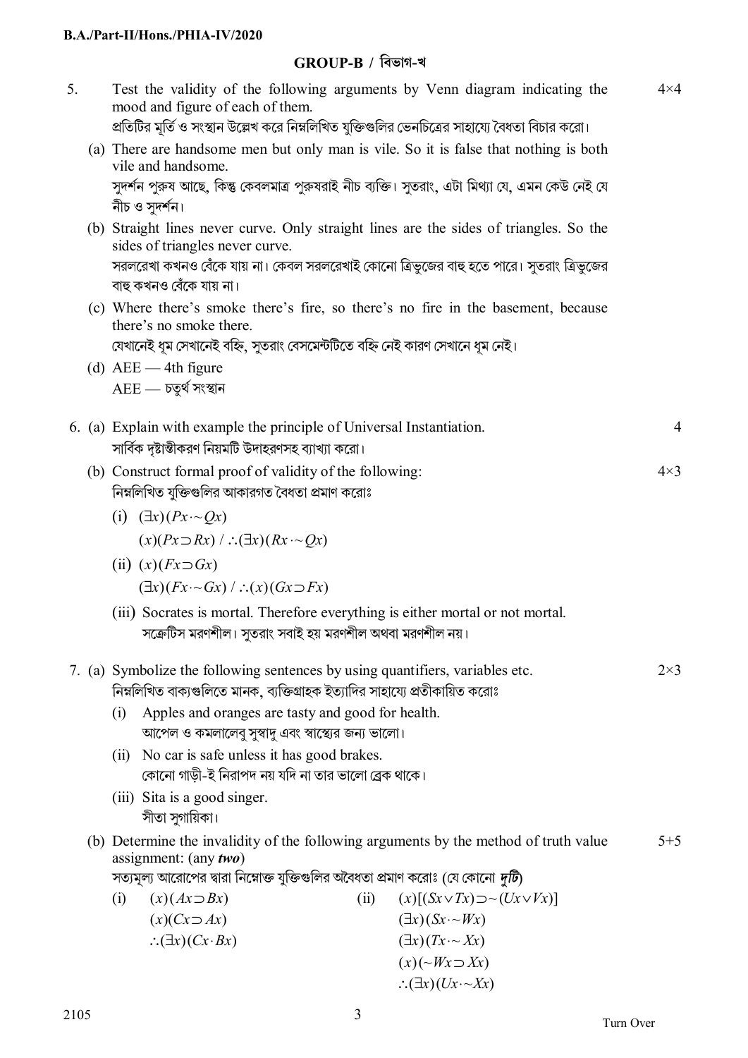## GROUP-B / বিভাগ-খ

5. Test the validity of the following arguments by Venn diagram indicating the mood and figure of each of them. $4\times4$

   প্রতিটির মূর্তি ও সংস্থান উল্লেখ করে নিম্নলিখিত যুক্তিগুলির ভেনচিত্রের সাহায্যে বৈধতা বিচার করো।

   (a) There are handsome men but only man is vile. So it is false that nothing is both vile and handsome.

   সুদর্শন পুরুষ আছে, কিন্তু কেবলমাত্র পুরুষরাই নীচ ব্যক্তি। সুতরাং, এটা মিথ্যা যে, এমন কেউ নেই যে নীচ ও সুদর্শন।

   (b) Straight lines never curve. Only straight lines are the sides of triangles. So the sides of triangles never curve.

   সরলরেখা কখনও বেঁকে যায় না। কেবল সরলরেখাই কোনো ত্রিভুজের বাহু হতে পারে। সুতরাং ত্রিভুজের বাহু কখনও বেঁকে যায় না।

   (c) Where there's smoke there's fire, so there's no fire in the basement, because there's no smoke there.

   যেখানেই ধূম সেখানেই বহ্নি, সুতরাং বেসমেন্টটিতে বহ্নি নেই কারণ সেখানে ধূম নেই।

   (d) AEE — 4th figure

   AEE — চতুর্থ সংস্থান

6. (a) Explain with example the principle of Universal Instantiation. 4

   সার্বিক দৃষ্টান্তীকরণ নিয়মটি উদাহরণসহ ব্যাখ্যা করো।

   (b) Construct formal proof of validity of the following: $4\times3$

   নিম্নলিখিত যুক্তিগুলির আকারগত বৈধতা প্রমাণ করোঃ

   (i) $(\exists x)(Px \cdot {\sim}Qx)$

   $(x)(Px \supset Rx)$ / $\therefore (\exists x)(Rx \cdot {\sim}Qx)$

   (ii) $(x)(Fx \supset Gx)$

   $(\exists x)(Fx \cdot {\sim}Gx)$ / $\therefore (x)(Gx \supset Fx)$

   (iii) Socrates is mortal. Therefore everything is either mortal or not mortal.

   সক্রেটিস মরণশীল। সুতরাং সবাই হয় মরণশীল অথবা মরণশীল নয়।

7. (a) Symbolize the following sentences by using quantifiers, variables etc. $2\times3$

   নিম্নলিখিত বাক্যগুলিতে মানক, ব্যক্তিগ্রাহক ইত্যাদির সাহায্যে প্রতীকায়িত করোঃ

   (i) Apples and oranges are tasty and good for health.

   আপেল ও কমলালেবু সুস্বাদু এবং স্বাস্থ্যের জন্য ভালো।

   (ii) No car is safe unless it has good brakes.

   কোনো গাড়ী-ই নিরাপদ নয় যদি না তার ভালো ব্রেক থাকে।

   (iii) Sita is a good singer.

   সীতা সুগায়িকা।

   (b) Determine the invalidity of the following arguments by the method of truth value assignment: (any ***two***) $5+5$

   সত্যমূল্য আরোপের দ্বারা নিম্নোক্ত যুক্তিগুলির অবৈধতা প্রমাণ করোঃ (যে কোনো ***দুটি***)

   (i) $(x)(Ax \supset Bx)$

   $(x)(Cx \supset Ax)$

   $\therefore (\exists x)(Cx \cdot Bx)$

   (ii) $(x)[(Sx \vee Tx) \supset {\sim}(Ux \vee Vx)]$

   $(\exists x)(Sx \cdot {\sim}Wx)$

   $(\exists x)(Tx \cdot {\sim}Xx)$

   $(x)({\sim}Wx \supset Xx)$

   $\therefore (\exists x)(Ux \cdot {\sim}Xx)$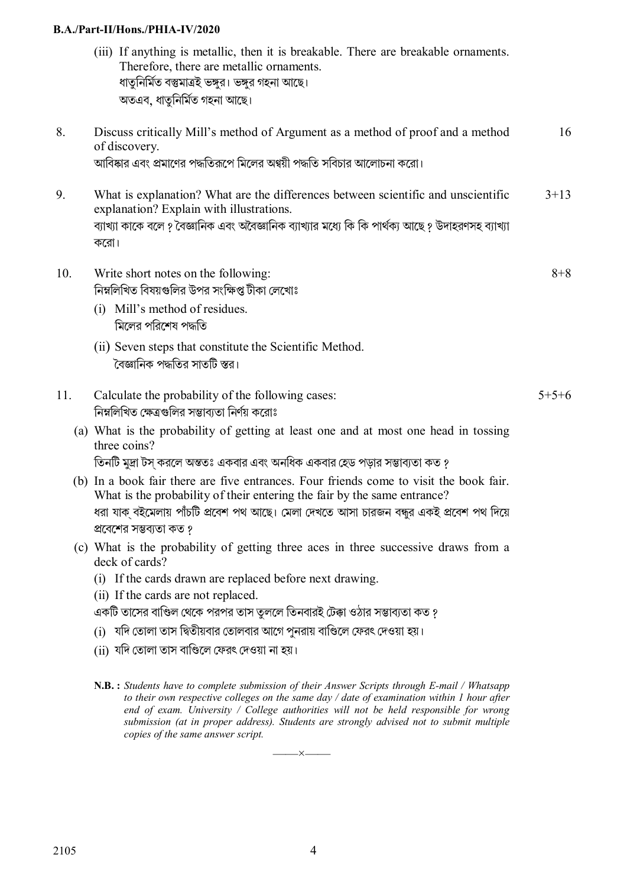(iii) If anything is metallic, then it is breakable. There are breakable ornaments. Therefore, there are metallic ornaments.
ধাতুনির্মিত বস্তুমাত্রই ভঙ্গুর। ভঙ্গুর গহনা আছে।
অতএব, ধাতুনির্মিত গহনা আছে।

8. Discuss critically Mill's method of Argument as a method of proof and a method of discovery. 16
আবিষ্কার এবং প্রমাণের পদ্ধতিরূপে মিলের অন্বয়ী পদ্ধতি সবিচার আলোচনা করো।

9. What is explanation? What are the differences between scientific and unscientific explanation? Explain with illustrations. 3+13
ব্যাখ্যা কাকে বলে? বৈজ্ঞানিক এবং অবৈজ্ঞানিক ব্যাখ্যার মধ্যে কি কি পার্থক্য আছে? উদাহরণসহ ব্যাখ্যা করো।

10. Write short notes on the following: 8+8
নিম্নলিখিত বিষয়গুলির উপর সংক্ষিপ্ত টীকা লেখোঃ

(i) Mill's method of residues.
মিলের পরিশেষ পদ্ধতি

(ii) Seven steps that constitute the Scientific Method.
বৈজ্ঞানিক পদ্ধতির সাতটি স্তর।

11. Calculate the probability of the following cases: 5+5+6
নিম্নলিখিত ক্ষেত্রগুলির সম্ভাব্যতা নির্ণয় করোঃ

(a) What is the probability of getting at least one and at most one head in tossing three coins?
তিনটি মুদ্রা টস্ করলে অন্ততঃ একবার এবং অনধিক একবার হেড পড়ার সম্ভাব্যতা কত?

(b) In a book fair there are five entrances. Four friends come to visit the book fair. What is the probability of their entering the fair by the same entrance?
ধরা যাক্ বইমেলায় পাঁচটি প্রবেশ পথ আছে। মেলা দেখতে আসা চারজন বন্ধুর একই প্রবেশ পথ দিয়ে প্রবেশের সম্ভব্যতা কত?

(c) What is the probability of getting three aces in three successive draws from a deck of cards?

(i) If the cards drawn are replaced before next drawing.

(ii) If the cards are not replaced.

একটি তাসের বাণ্ডিল থেকে পরপর তাস তুললে তিনবারই টেক্কা ওঠার সম্ভাব্যতা কত?

(i) যদি তোলা তাস দ্বিতীয়বার তোলবার আগে পুনরায় বাণ্ডিলে ফেরৎ দেওয়া হয়।

(ii) যদি তোলা তাস বাণ্ডিলে ফেরৎ দেওয়া না হয়।

**N.B. :** *Students have to complete submission of their Answer Scripts through E-mail / Whatsapp to their own respective colleges on the same day / date of examination within 1 hour after end of exam. University / College authorities will not be held responsible for wrong submission (at in proper address). Students are strongly advised not to submit multiple copies of the same answer script.*

——×——